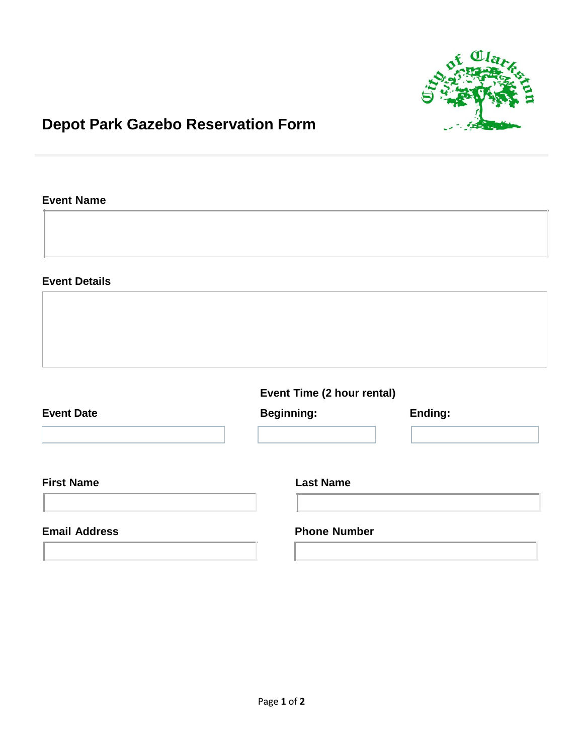# Depot Park Gazebo Reservation Form

**Event Name**

**Event Details**

**Event Time (2 hour rental)**

**Event Date**

**Beginning:**

**Ending:**

**First Name**

**Last Name**

**Email Address**

**Phone Number**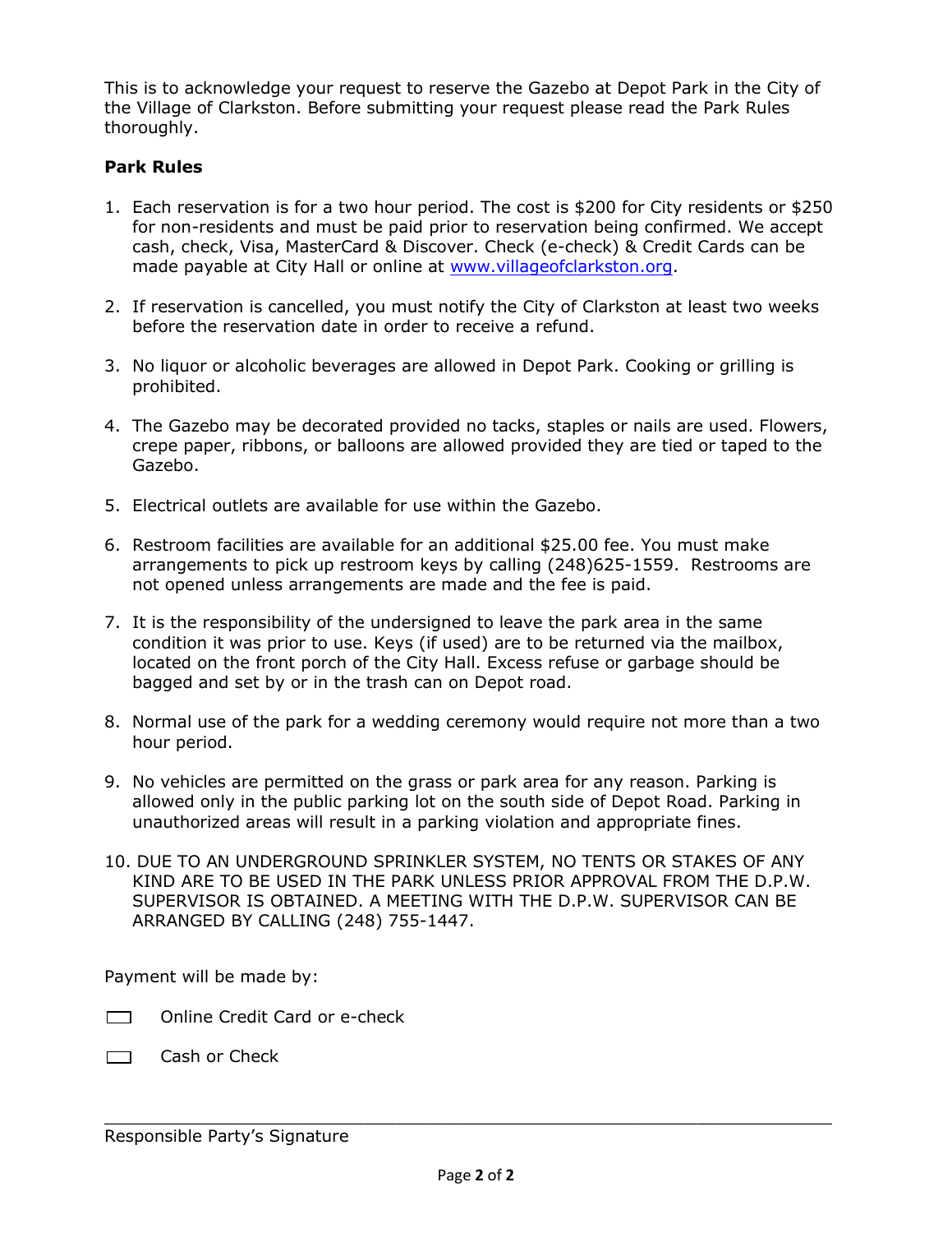This is to acknowledge your request to reserve the Gazebo at Depot Park in the City of the Village of Clarkston. Before submitting your request please read the Park Rules thoroughly.

**Park Rules**

1. Each reservation is for a two hour period. The cost is $200 for City residents or $250 for non-residents and must be paid prior to reservation being confirmed. We accept cash, check, Visa, MasterCard & Discover. Check (e-check) & Credit Cards can be made payable at City Hall or online at [www.villageofclarkston.org](www.villageofclarkston.org).

2. If reservation is cancelled, you must notify the City of Clarkston at least two weeks before the reservation date in order to receive a refund.

3. No liquor or alcoholic beverages are allowed in Depot Park. Cooking or grilling is prohibited.

4. The Gazebo may be decorated provided no tacks, staples or nails are used. Flowers, crepe paper, ribbons, or balloons are allowed provided they are tied or taped to the Gazebo.

5. Electrical outlets are available for use within the Gazebo.

6. Restroom facilities are available for an additional $25.00 fee. You must make arrangements to pick up restroom keys by calling (248)625-1559. Restrooms are not opened unless arrangements are made and the fee is paid.

7. It is the responsibility of the undersigned to leave the park area in the same condition it was prior to use. Keys (if used) are to be returned via the mailbox, located on the front porch of the City Hall. Excess refuse or garbage should be bagged and set by or in the trash can on Depot road.

8. Normal use of the park for a wedding ceremony would require not more than a two hour period.

9. No vehicles are permitted on the grass or park area for any reason. Parking is allowed only in the public parking lot on the south side of Depot Road. Parking in unauthorized areas will result in a parking violation and appropriate fines.

10. DUE TO AN UNDERGROUND SPRINKLER SYSTEM, NO TENTS OR STAKES OF ANY KIND ARE TO BE USED IN THE PARK UNLESS PRIOR APPROVAL FROM THE D.P.W. SUPERVISOR IS OBTAINED. A MEETING WITH THE D.P.W. SUPERVISOR CAN BE ARRANGED BY CALLING (248) 755-1447.

Payment will be made by:

☐ Online Credit Card or e-check

☐ Cash or Check

\_\_\_\_\_\_\_\_\_\_\_\_\_\_\_\_\_\_\_\_\_\_\_\_\_\_\_\_\_\_\_\_\_\_\_\_\_\_\_\_\_\_\_\_\_\_\_\_\_\_\_\_\_\_\_\_

Responsible Party's Signature